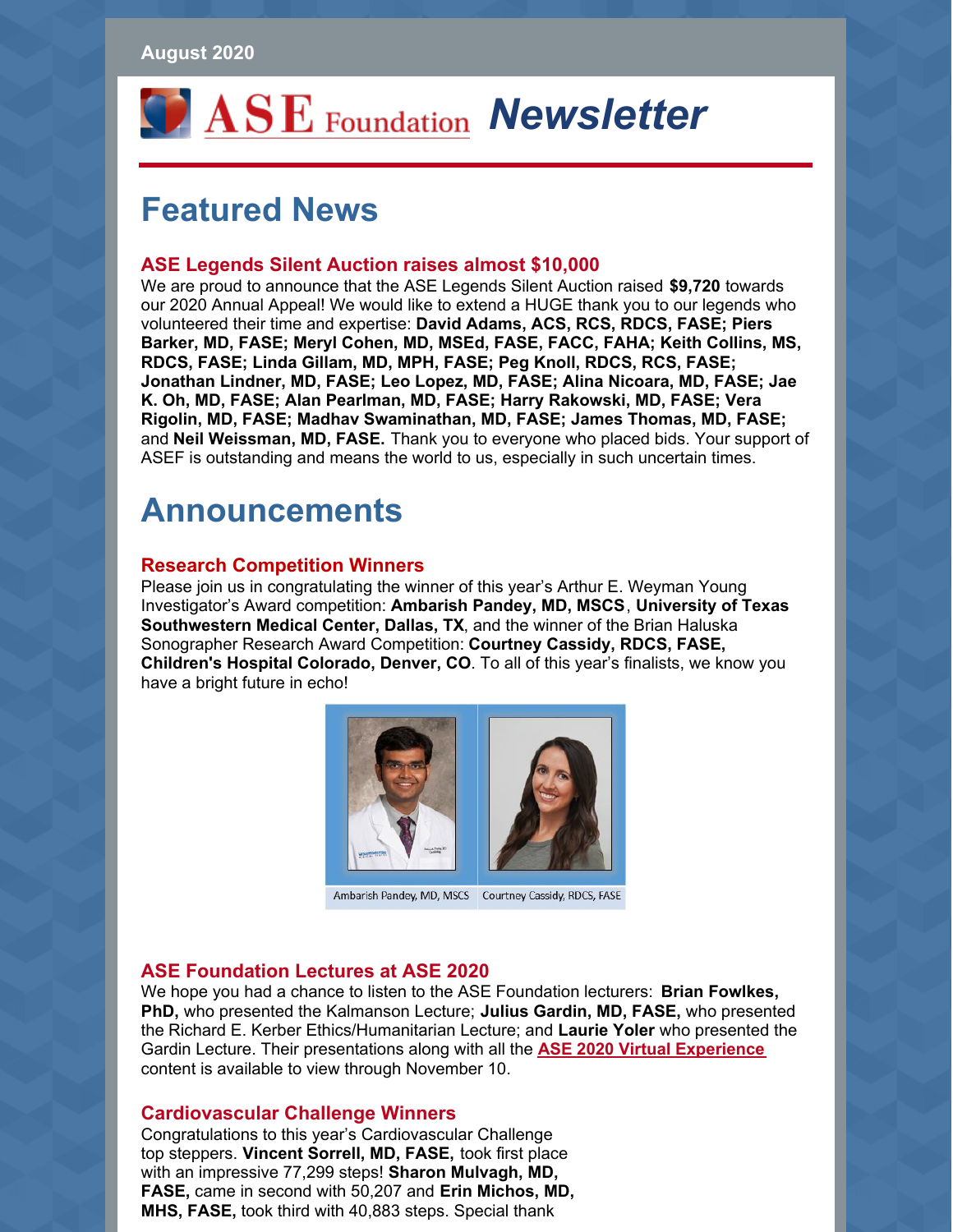August 2020

# ASE Foundation *Newsletter*

# Featured News

### ASE Legends Silent Auction raises almost $10,000

We are proud to announce that the ASE Legends Silent Auction raised **$9,720** towards our 2020 Annual Appeal! We would like to extend a HUGE thank you to our legends who volunteered their time and expertise: **David Adams, ACS, RCS, RDCS, FASE; Piers Barker, MD, FASE; Meryl Cohen, MD, MSEd, FASE, FACC, FAHA; Keith Collins, MS, RDCS, FASE; Linda Gillam, MD, MPH, FASE; Peg Knoll, RDCS, RCS, FASE; Jonathan Lindner, MD, FASE; Leo Lopez, MD, FASE; Alina Nicoara, MD, FASE; Jae K. Oh, MD, FASE; Alan Pearlman, MD, FASE; Harry Rakowski, MD, FASE; Vera Rigolin, MD, FASE; Madhav Swaminathan, MD, FASE; James Thomas, MD, FASE;** and **Neil Weissman, MD, FASE.** Thank you to everyone who placed bids. Your support of ASEF is outstanding and means the world to us, especially in such uncertain times.

# Announcements

### Research Competition Winners

Please join us in congratulating the winner of this year's Arthur E. Weyman Young Investigator's Award competition: **Ambarish Pandey, MD, MSCS**, **University of Texas Southwestern Medical Center, Dallas, TX**, and the winner of the Brian Haluska Sonographer Research Award Competition: **Courtney Cassidy, RDCS, FASE, Children's Hospital Colorado, Denver, CO**. To all of this year's finalists, we know you have a bright future in echo!

Ambarish Pandey, MD, MSCS | Courtney Cassidy, RDCS, FASE

### ASE Foundation Lectures at ASE 2020

We hope you had a chance to listen to the ASE Foundation lecturers: **Brian Fowlkes, PhD,** who presented the Kalmanson Lecture; **Julius Gardin, MD, FASE,** who presented the Richard E. Kerber Ethics/Humanitarian Lecture; and **Laurie Yoler** who presented the Gardin Lecture. Their presentations along with all the **ASE 2020 Virtual Experience** content is available to view through November 10.

### Cardiovascular Challenge Winners

Congratulations to this year's Cardiovascular Challenge top steppers. **Vincent Sorrell, MD, FASE,** took first place with an impressive 77,299 steps! **Sharon Mulvagh, MD, FASE,** came in second with 50,207 and **Erin Michos, MD, MHS, FASE,** took third with 40,883 steps. Special thank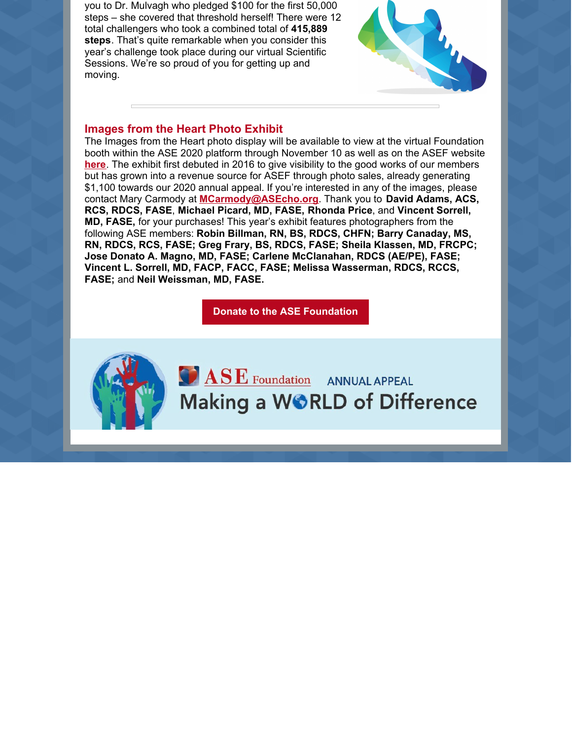you to Dr. Mulvagh who pledged $100 for the first 50,000 steps – she covered that threshold herself! There were 12 total challengers who took a combined total of **415,889 steps**. That's quite remarkable when you consider this year's challenge took place during our virtual Scientific Sessions. We're so proud of you for getting up and moving.

---

## Images from the Heart Photo Exhibit

The Images from the Heart photo display will be available to view at the virtual Foundation booth within the ASE 2020 platform through November 10 as well as on the ASEF website here. The exhibit first debuted in 2016 to give visibility to the good works of our members but has grown into a revenue source for ASEF through photo sales, already generating $1,100 towards our 2020 annual appeal. If you're interested in any of the images, please contact Mary Carmody at MCarmody@ASEcho.org. Thank you to **David Adams, ACS, RCS, RDCS, FASE**, **Michael Picard, MD, FASE**, **Rhonda Price**, and **Vincent Sorrell, MD, FASE,** for your purchases! This year's exhibit features photographers from the following ASE members: **Robin Billman, RN, BS, RDCS, CHFN; Barry Canaday, MS, RN, RDCS, RCS, FASE; Greg Frary, BS, RDCS, FASE; Sheila Klassen, MD, FRCPC; Jose Donato A. Magno, MD, FASE; Carlene McClanahan, RDCS (AE/PE), FASE; Vincent L. Sorrell, MD, FACP, FACC, FASE; Melissa Wasserman, RDCS, RCCS, FASE;** and **Neil Weissman, MD, FASE.**

**Donate to the ASE Foundation**

ASE Foundation ANNUAL APPEAL

Making a WORLD of Difference